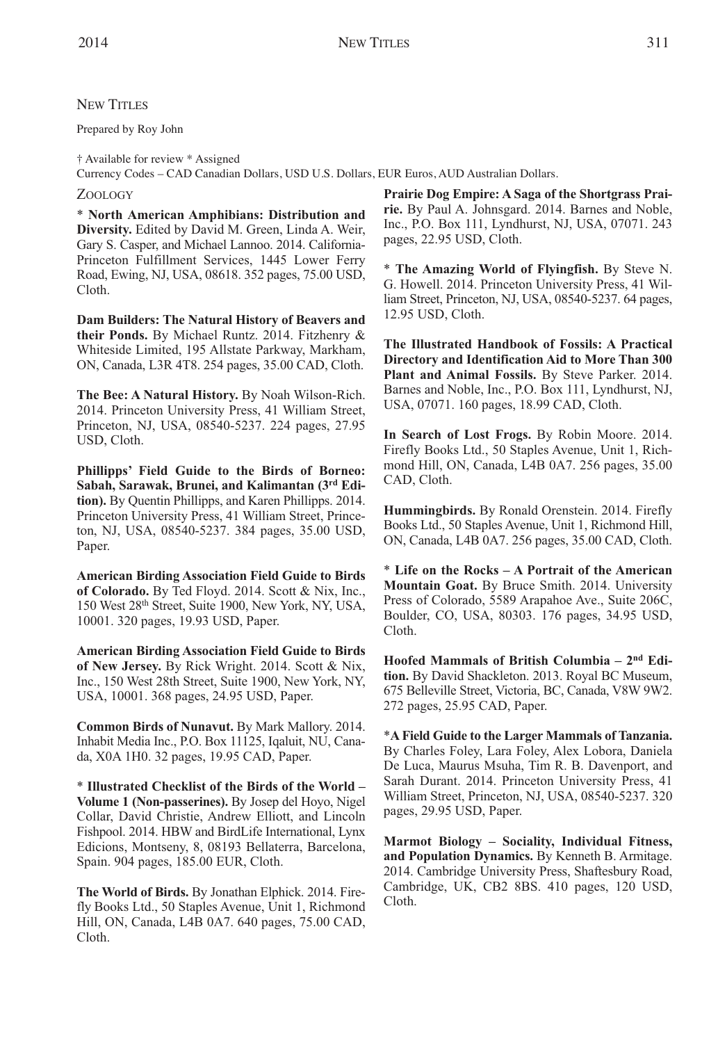## New Titles

Prepared by Roy John

† Available for review * Assigned

Currency Codes – CAD Canadian Dollars, USD U.S. Dollars, EUR Euros, AUD Australian Dollars.

### Zoology

* **North American Amphibians: Distribution and Diversity.** Edited by David M. Green, Linda A. Weir, Gary S. Casper, and Michael Lannoo. 2014. California-Princeton Fulfillment Services, 1445 Lower Ferry Road, Ewing, NJ, USA, 08618. 352 pages, 75.00 USD, Cloth.

**Dam Builders: The Natural History of Beavers and their Ponds.** By Michael Runtz. 2014. Fitzhenry & Whiteside Limited, 195 Allstate Parkway, Markham, ON, Canada, L3R 4T8. 254 pages, 35.00 CAD, Cloth.

**The Bee: A Natural History.** By Noah Wilson-Rich. 2014. Princeton University Press, 41 William Street, Princeton, NJ, USA, 08540-5237. 224 pages, 27.95 USD, Cloth.

**Phillipps' Field Guide to the Birds of Borneo: Sabah, Sarawak, Brunei, and Kalimantan (3rd Edition).** By Quentin Phillipps, and Karen Phillipps. 2014. Princeton University Press, 41 William Street, Princeton, NJ, USA, 08540-5237. 384 pages, 35.00 USD, Paper.

**American Birding Association Field Guide to Birds of Colorado.** By Ted Floyd. 2014. Scott & Nix, Inc., 150 West 28th Street, Suite 1900, New York, NY, USA, 10001. 320 pages, 19.93 USD, Paper.

**American Birding Association Field Guide to Birds of New Jersey.** By Rick Wright. 2014. Scott & Nix, Inc., 150 West 28th Street, Suite 1900, New York, NY, USA, 10001. 368 pages, 24.95 USD, Paper.

**Common Birds of Nunavut.** By Mark Mallory. 2014. Inhabit Media Inc., P.O. Box 11125, Iqaluit, NU, Canada, X0A 1H0. 32 pages, 19.95 CAD, Paper.

* **Illustrated Checklist of the Birds of the World – Volume 1 (Non-passerines).** By Josep del Hoyo, Nigel Collar, David Christie, Andrew Elliott, and Lincoln Fishpool. 2014. HBW and BirdLife International, Lynx Edicions, Montseny, 8, 08193 Bellaterra, Barcelona, Spain. 904 pages, 185.00 EUR, Cloth.

**The World of Birds.** By Jonathan Elphick. 2014. Firefly Books Ltd., 50 Staples Avenue, Unit 1, Richmond Hill, ON, Canada, L4B 0A7. 640 pages, 75.00 CAD, Cloth.

**Prairie Dog Empire: A Saga of the Shortgrass Prairie.** By Paul A. Johnsgard. 2014. Barnes and Noble, Inc., P.O. Box 111, Lyndhurst, NJ, USA, 07071. 243 pages, 22.95 USD, Cloth.

* **The Amazing World of Flyingfish.** By Steve N. G. Howell. 2014. Princeton University Press, 41 William Street, Princeton, NJ, USA, 08540-5237. 64 pages, 12.95 USD, Cloth.

**The Illustrated Handbook of Fossils: A Practical Directory and Identification Aid to More Than 300 Plant and Animal Fossils.** By Steve Parker. 2014. Barnes and Noble, Inc., P.O. Box 111, Lyndhurst, NJ, USA, 07071. 160 pages, 18.99 CAD, Cloth.

**In Search of Lost Frogs.** By Robin Moore. 2014. Firefly Books Ltd., 50 Staples Avenue, Unit 1, Richmond Hill, ON, Canada, L4B 0A7. 256 pages, 35.00 CAD, Cloth.

**Hummingbirds.** By Ronald Orenstein. 2014. Firefly Books Ltd., 50 Staples Avenue, Unit 1, Richmond Hill, ON, Canada, L4B 0A7. 256 pages, 35.00 CAD, Cloth.

* **Life on the Rocks – A Portrait of the American Mountain Goat.** By Bruce Smith. 2014. University Press of Colorado, 5589 Arapahoe Ave., Suite 206C, Boulder, CO, USA, 80303. 176 pages, 34.95 USD, Cloth.

**Hoofed Mammals of British Columbia – 2nd Edition.** By David Shackleton. 2013. Royal BC Museum, 675 Belleville Street, Victoria, BC, Canada, V8W 9W2. 272 pages, 25.95 CAD, Paper.

***A Field Guide to the Larger Mammals of Tanzania.** By Charles Foley, Lara Foley, Alex Lobora, Daniela De Luca, Maurus Msuha, Tim R. B. Davenport, and Sarah Durant. 2014. Princeton University Press, 41 William Street, Princeton, NJ, USA, 08540-5237. 320 pages, 29.95 USD, Paper.

**Marmot Biology – Sociality, Individual Fitness, and Population Dynamics.** By Kenneth B. Armitage. 2014. Cambridge University Press, Shaftesbury Road, Cambridge, UK, CB2 8BS. 410 pages, 120 USD, Cloth.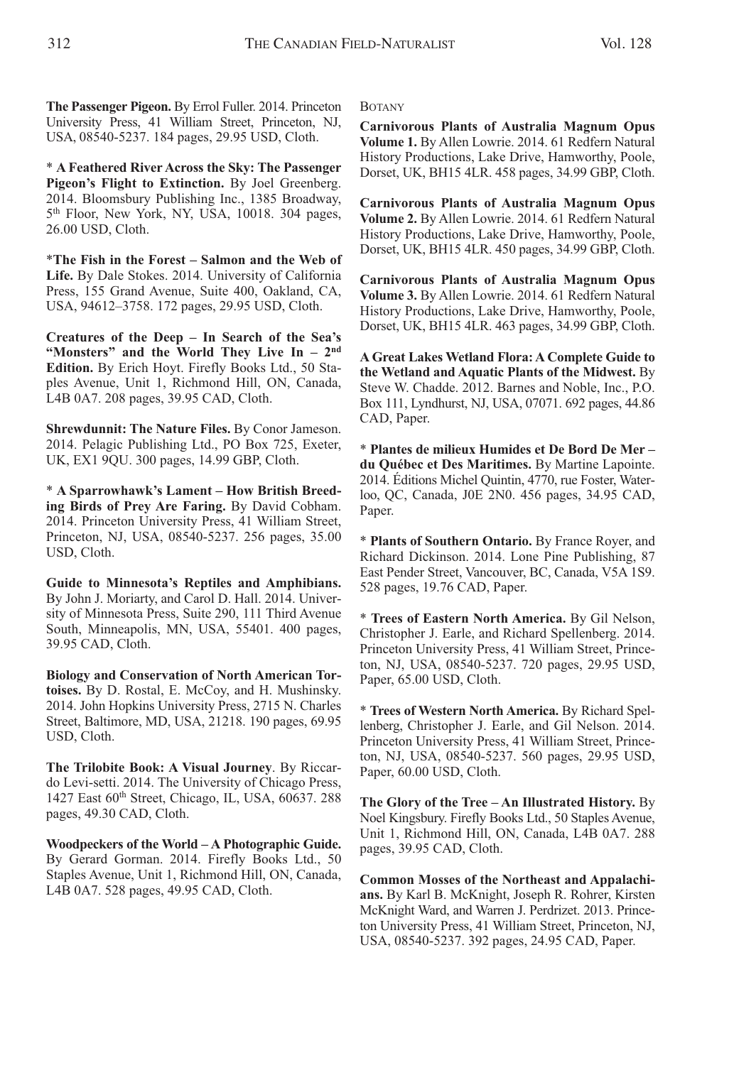**The Passenger Pigeon.** By Errol Fuller. 2014. Princeton University Press, 41 William Street, Princeton, NJ, USA, 08540-5237. 184 pages, 29.95 USD, Cloth.

* **A Feathered River Across the Sky: The Passenger Pigeon's Flight to Extinction.** By Joel Greenberg. 2014. Bloomsbury Publishing Inc., 1385 Broadway, 5th Floor, New York, NY, USA, 10018. 304 pages, 26.00 USD, Cloth.

***The Fish in the Forest – Salmon and the Web of Life.** By Dale Stokes. 2014. University of California Press, 155 Grand Avenue, Suite 400, Oakland, CA, USA, 94612–3758. 172 pages, 29.95 USD, Cloth.

**Creatures of the Deep – In Search of the Sea's "Monsters" and the World They Live In – 2nd Edition.** By Erich Hoyt. Firefly Books Ltd., 50 Staples Avenue, Unit 1, Richmond Hill, ON, Canada, L4B 0A7. 208 pages, 39.95 CAD, Cloth.

**Shrewdunnit: The Nature Files.** By Conor Jameson. 2014. Pelagic Publishing Ltd., PO Box 725, Exeter, UK, EX1 9QU. 300 pages, 14.99 GBP, Cloth.

* **A Sparrowhawk's Lament – How British Breeding Birds of Prey Are Faring.** By David Cobham. 2014. Princeton University Press, 41 William Street, Princeton, NJ, USA, 08540-5237. 256 pages, 35.00 USD, Cloth.

**Guide to Minnesota's Reptiles and Amphibians.** By John J. Moriarty, and Carol D. Hall. 2014. University of Minnesota Press, Suite 290, 111 Third Avenue South, Minneapolis, MN, USA, 55401. 400 pages, 39.95 CAD, Cloth.

**Biology and Conservation of North American Tortoises.** By D. Rostal, E. McCoy, and H. Mushinsky. 2014. John Hopkins University Press, 2715 N. Charles Street, Baltimore, MD, USA, 21218. 190 pages, 69.95 USD, Cloth.

**The Trilobite Book: A Visual Journey**. By Riccardo Levi-setti. 2014. The University of Chicago Press, 1427 East 60th Street, Chicago, IL, USA, 60637. 288 pages, 49.30 CAD, Cloth.

**Woodpeckers of the World – A Photographic Guide.** By Gerard Gorman. 2014. Firefly Books Ltd., 50 Staples Avenue, Unit 1, Richmond Hill, ON, Canada, L4B 0A7. 528 pages, 49.95 CAD, Cloth.

BOTANY

**Carnivorous Plants of Australia Magnum Opus Volume 1.** By Allen Lowrie. 2014. 61 Redfern Natural History Productions, Lake Drive, Hamworthy, Poole, Dorset, UK, BH15 4LR. 458 pages, 34.99 GBP, Cloth.

**Carnivorous Plants of Australia Magnum Opus Volume 2.** By Allen Lowrie. 2014. 61 Redfern Natural History Productions, Lake Drive, Hamworthy, Poole, Dorset, UK, BH15 4LR. 450 pages, 34.99 GBP, Cloth.

**Carnivorous Plants of Australia Magnum Opus Volume 3.** By Allen Lowrie. 2014. 61 Redfern Natural History Productions, Lake Drive, Hamworthy, Poole, Dorset, UK, BH15 4LR. 463 pages, 34.99 GBP, Cloth.

**A Great Lakes Wetland Flora: A Complete Guide to the Wetland and Aquatic Plants of the Midwest.** By Steve W. Chadde. 2012. Barnes and Noble, Inc., P.O. Box 111, Lyndhurst, NJ, USA, 07071. 692 pages, 44.86 CAD, Paper.

* **Plantes de milieux Humides et De Bord De Mer – du Québec et Des Maritimes.** By Martine Lapointe. 2014. Éditions Michel Quintin, 4770, rue Foster, Waterloo, QC, Canada, J0E 2N0. 456 pages, 34.95 CAD, Paper.

* **Plants of Southern Ontario.** By France Royer, and Richard Dickinson. 2014. Lone Pine Publishing, 87 East Pender Street, Vancouver, BC, Canada, V5A 1S9. 528 pages, 19.76 CAD, Paper.

* **Trees of Eastern North America.** By Gil Nelson, Christopher J. Earle, and Richard Spellenberg. 2014. Princeton University Press, 41 William Street, Princeton, NJ, USA, 08540-5237. 720 pages, 29.95 USD, Paper, 65.00 USD, Cloth.

* **Trees of Western North America.** By Richard Spellenberg, Christopher J. Earle, and Gil Nelson. 2014. Princeton University Press, 41 William Street, Princeton, NJ, USA, 08540-5237. 560 pages, 29.95 USD, Paper, 60.00 USD, Cloth.

**The Glory of the Tree – An Illustrated History.** By Noel Kingsbury. Firefly Books Ltd., 50 Staples Avenue, Unit 1, Richmond Hill, ON, Canada, L4B 0A7. 288 pages, 39.95 CAD, Cloth.

**Common Mosses of the Northeast and Appalachians.** By Karl B. McKnight, Joseph R. Rohrer, Kirsten McKnight Ward, and Warren J. Perdrizet. 2013. Princeton University Press, 41 William Street, Princeton, NJ, USA, 08540-5237. 392 pages, 24.95 CAD, Paper.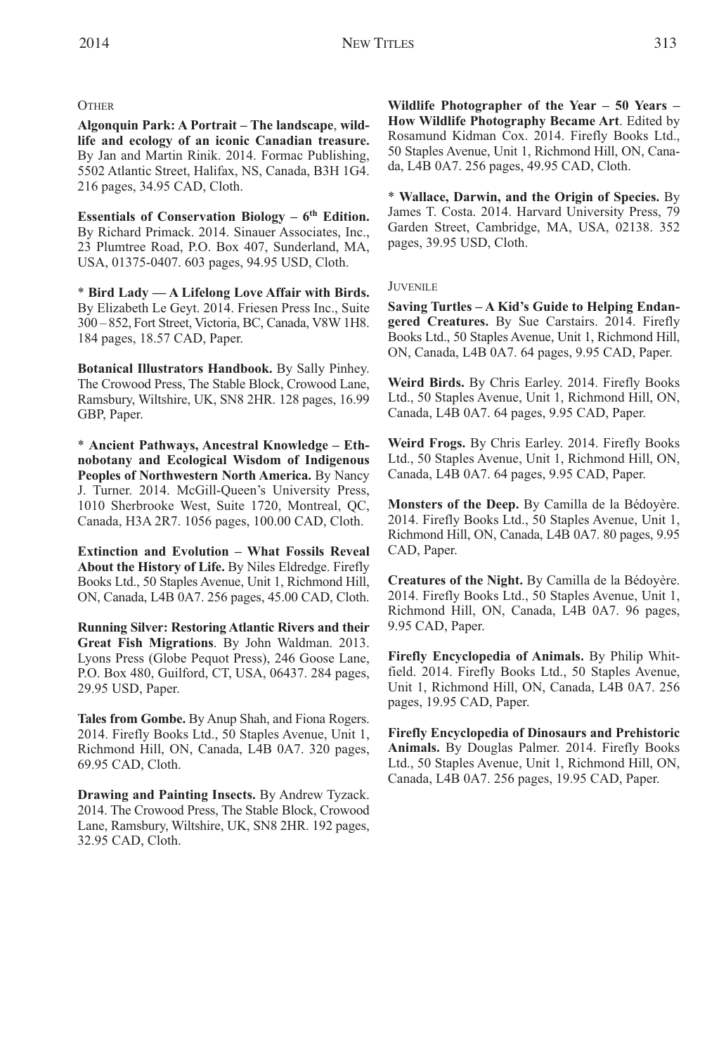### Other

**Algonquin Park: A Portrait – The landscape, wildlife and ecology of an iconic Canadian treasure.** By Jan and Martin Rinik. 2014. Formac Publishing, 5502 Atlantic Street, Halifax, NS, Canada, B3H 1G4. 216 pages, 34.95 CAD, Cloth.

**Essentials of Conservation Biology – 6th Edition.** By Richard Primack. 2014. Sinauer Associates, Inc., 23 Plumtree Road, P.O. Box 407, Sunderland, MA, USA, 01375-0407. 603 pages, 94.95 USD, Cloth.

* **Bird Lady — A Lifelong Love Affair with Birds.** By Elizabeth Le Geyt. 2014. Friesen Press Inc., Suite 300 – 852, Fort Street, Victoria, BC, Canada, V8W 1H8. 184 pages, 18.57 CAD, Paper.

**Botanical Illustrators Handbook.** By Sally Pinhey. The Crowood Press, The Stable Block, Crowood Lane, Ramsbury, Wiltshire, UK, SN8 2HR. 128 pages, 16.99 GBP, Paper.

* **Ancient Pathways, Ancestral Knowledge – Ethnobotany and Ecological Wisdom of Indigenous Peoples of Northwestern North America.** By Nancy J. Turner. 2014. McGill-Queen's University Press, 1010 Sherbrooke West, Suite 1720, Montreal, QC, Canada, H3A 2R7. 1056 pages, 100.00 CAD, Cloth.

**Extinction and Evolution – What Fossils Reveal About the History of Life.** By Niles Eldredge. Firefly Books Ltd., 50 Staples Avenue, Unit 1, Richmond Hill, ON, Canada, L4B 0A7. 256 pages, 45.00 CAD, Cloth.

**Running Silver: Restoring Atlantic Rivers and their Great Fish Migrations**. By John Waldman. 2013. Lyons Press (Globe Pequot Press), 246 Goose Lane, P.O. Box 480, Guilford, CT, USA, 06437. 284 pages, 29.95 USD, Paper.

**Tales from Gombe.** By Anup Shah, and Fiona Rogers. 2014. Firefly Books Ltd., 50 Staples Avenue, Unit 1, Richmond Hill, ON, Canada, L4B 0A7. 320 pages, 69.95 CAD, Cloth.

**Drawing and Painting Insects.** By Andrew Tyzack. 2014. The Crowood Press, The Stable Block, Crowood Lane, Ramsbury, Wiltshire, UK, SN8 2HR. 192 pages, 32.95 CAD, Cloth.

**Wildlife Photographer of the Year – 50 Years – How Wildlife Photography Became Art**. Edited by Rosamund Kidman Cox. 2014. Firefly Books Ltd., 50 Staples Avenue, Unit 1, Richmond Hill, ON, Canada, L4B 0A7. 256 pages, 49.95 CAD, Cloth.

* **Wallace, Darwin, and the Origin of Species.** By James T. Costa. 2014. Harvard University Press, 79 Garden Street, Cambridge, MA, USA, 02138. 352 pages, 39.95 USD, Cloth.

### Juvenile

**Saving Turtles – A Kid's Guide to Helping Endangered Creatures.** By Sue Carstairs. 2014. Firefly Books Ltd., 50 Staples Avenue, Unit 1, Richmond Hill, ON, Canada, L4B 0A7. 64 pages, 9.95 CAD, Paper.

**Weird Birds.** By Chris Earley. 2014. Firefly Books Ltd., 50 Staples Avenue, Unit 1, Richmond Hill, ON, Canada, L4B 0A7. 64 pages, 9.95 CAD, Paper.

**Weird Frogs.** By Chris Earley. 2014. Firefly Books Ltd., 50 Staples Avenue, Unit 1, Richmond Hill, ON, Canada, L4B 0A7. 64 pages, 9.95 CAD, Paper.

**Monsters of the Deep.** By Camilla de la Bédoyère. 2014. Firefly Books Ltd., 50 Staples Avenue, Unit 1, Richmond Hill, ON, Canada, L4B 0A7. 80 pages, 9.95 CAD, Paper.

**Creatures of the Night.** By Camilla de la Bédoyère. 2014. Firefly Books Ltd., 50 Staples Avenue, Unit 1, Richmond Hill, ON, Canada, L4B 0A7. 96 pages, 9.95 CAD, Paper.

**Firefly Encyclopedia of Animals.** By Philip Whitfield. 2014. Firefly Books Ltd., 50 Staples Avenue, Unit 1, Richmond Hill, ON, Canada, L4B 0A7. 256 pages, 19.95 CAD, Paper.

**Firefly Encyclopedia of Dinosaurs and Prehistoric Animals.** By Douglas Palmer. 2014. Firefly Books Ltd., 50 Staples Avenue, Unit 1, Richmond Hill, ON, Canada, L4B 0A7. 256 pages, 19.95 CAD, Paper.